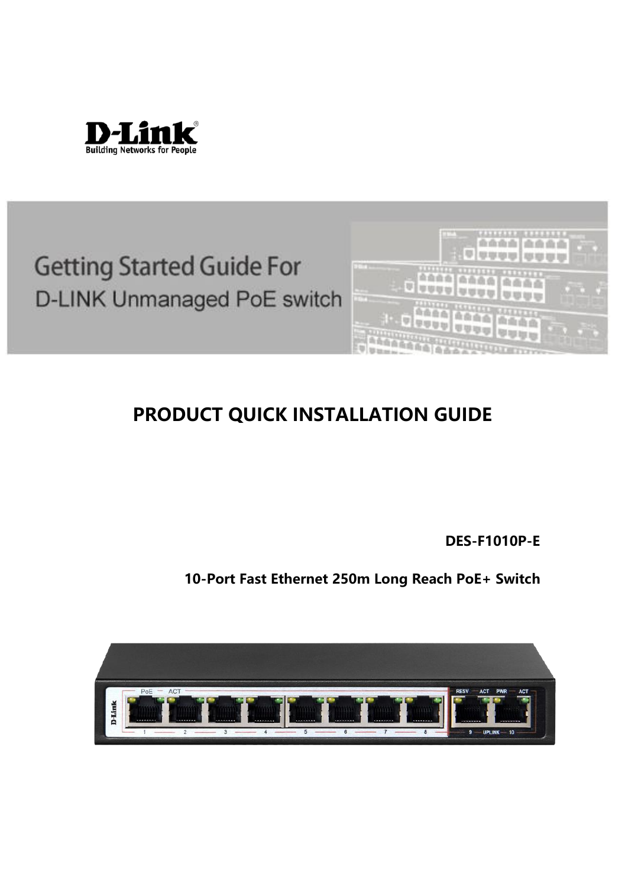Getting Started Guide For

D-LINK Unmanaged PoE switch

# PRODUCT QUICK INSTALLATION GUIDE

**DES-F1010P-E**

**10-Port Fast Ethernet 250m Long Reach PoE+ Switch**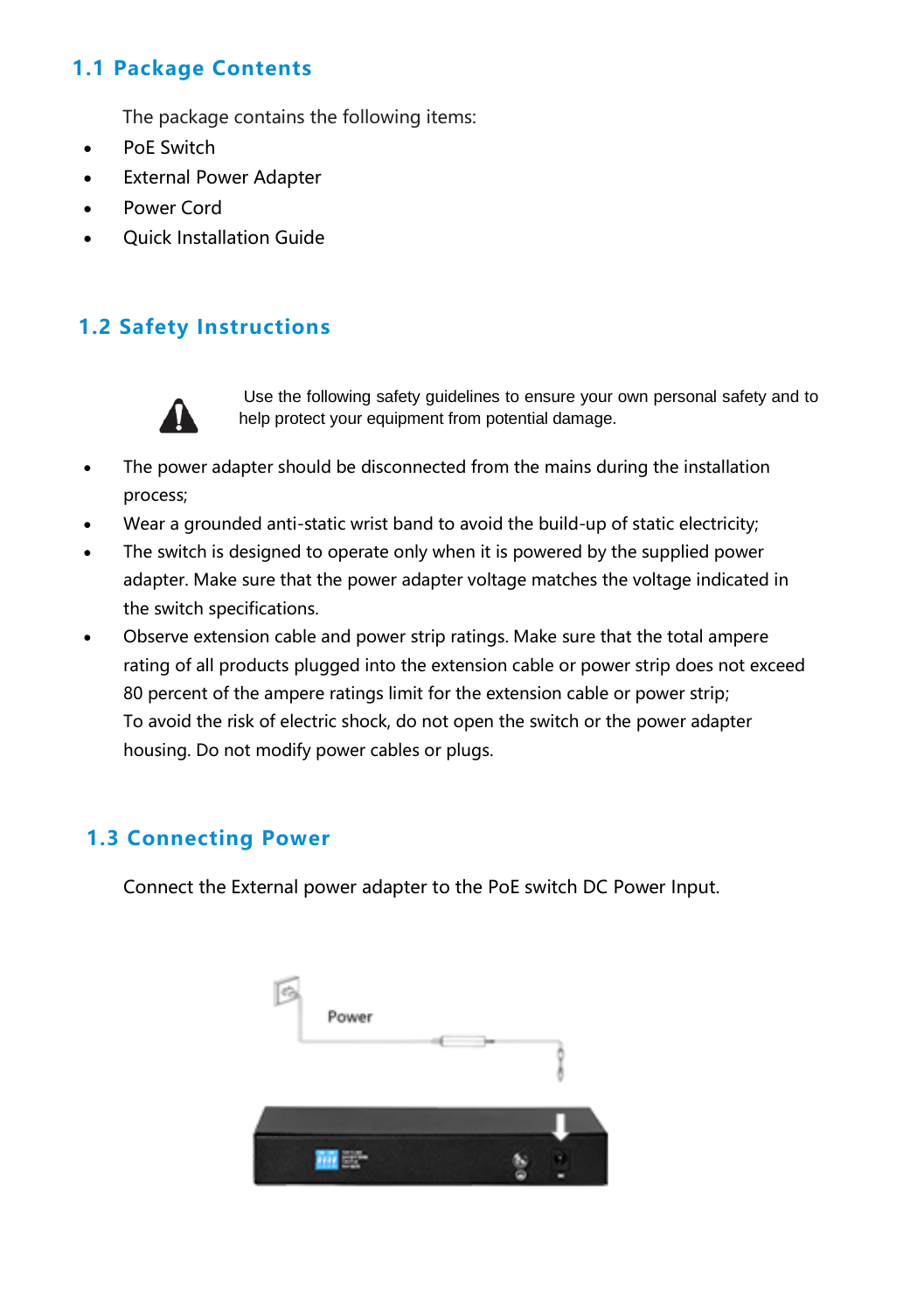## 1.1 Package Contents

The package contains the following items:

- PoE Switch
- External Power Adapter
- Power Cord
- Quick Installation Guide

## 1.2 Safety Instructions

Use the following safety guidelines to ensure your own personal safety and to help protect your equipment from potential damage.

- The power adapter should be disconnected from the mains during the installation process;
- Wear a grounded anti-static wrist band to avoid the build-up of static electricity;
- The switch is designed to operate only when it is powered by the supplied power adapter. Make sure that the power adapter voltage matches the voltage indicated in the switch specifications.
- Observe extension cable and power strip ratings. Make sure that the total ampere rating of all products plugged into the extension cable or power strip does not exceed 80 percent of the ampere ratings limit for the extension cable or power strip;
  To avoid the risk of electric shock, do not open the switch or the power adapter housing. Do not modify power cables or plugs.

## 1.3 Connecting Power

Connect the External power adapter to the PoE switch DC Power Input.

Power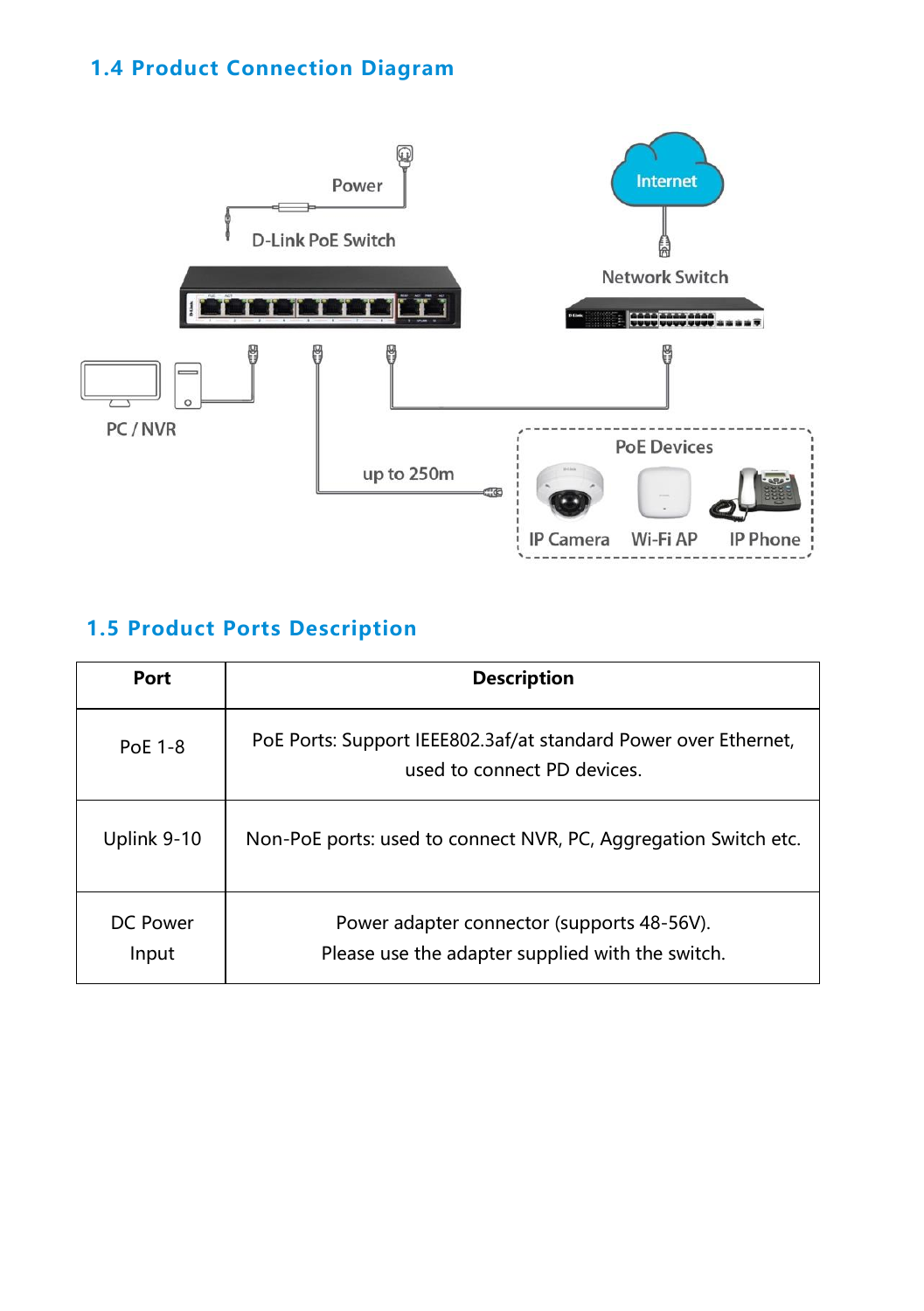## 1.4 Product Connection Diagram

## 1.5 Product Ports Description

| Port | Description |
|---|---|
| PoE 1-8 | PoE Ports: Support IEEE802.3af/at standard Power over Ethernet, used to connect PD devices. |
| Uplink 9-10 | Non-PoE ports: used to connect NVR, PC, Aggregation Switch etc. |
| DC Power Input | Power adapter connector (supports 48-56V). Please use the adapter supplied with the switch. |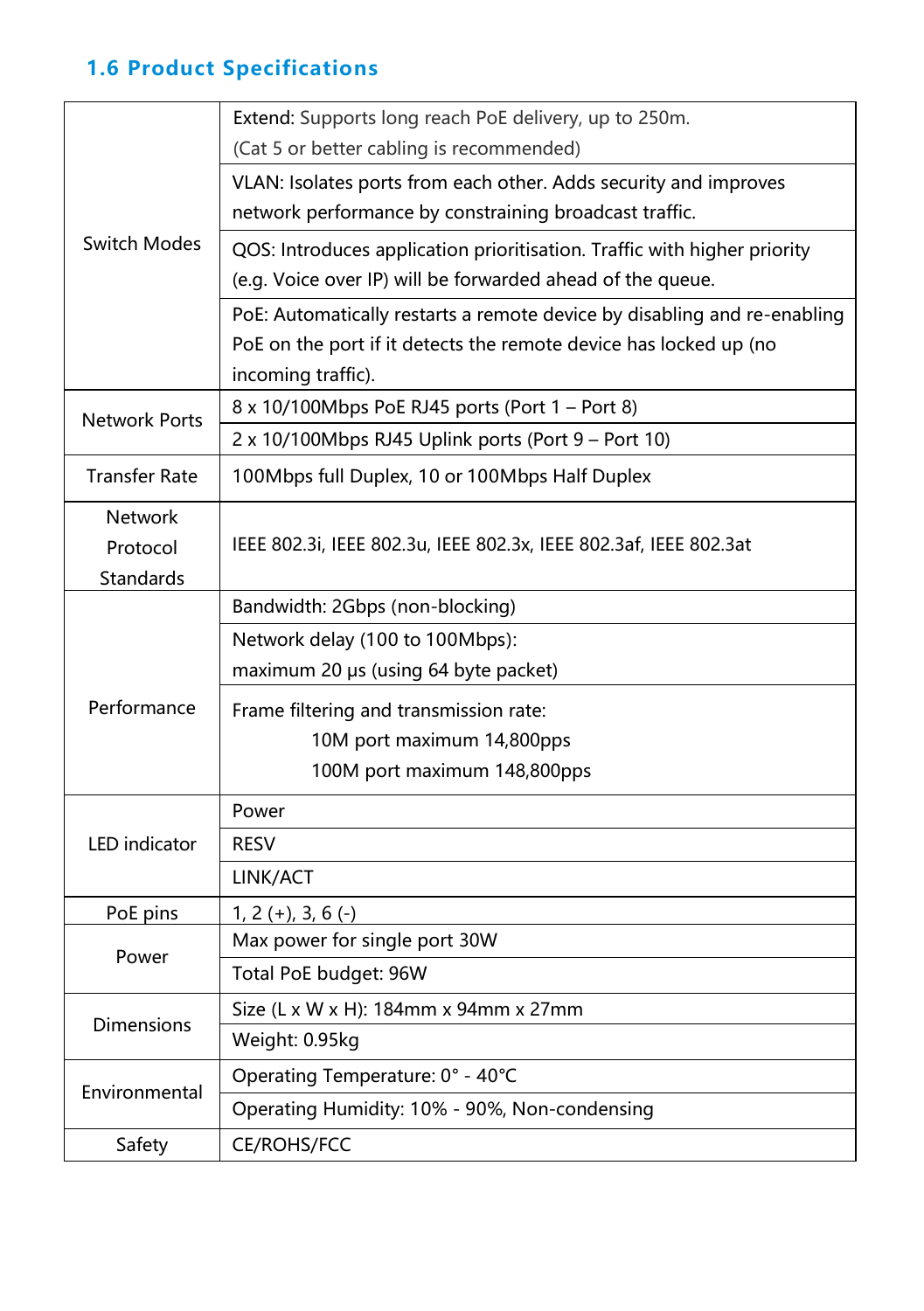## 1.6 Product Specifications

| | |
|---|---|
| Switch Modes | Extend: Supports long reach PoE delivery, up to 250m. (Cat 5 or better cabling is recommended) |
| | VLAN: Isolates ports from each other. Adds security and improves network performance by constraining broadcast traffic. |
| | QOS: Introduces application prioritisation. Traffic with higher priority (e.g. Voice over IP) will be forwarded ahead of the queue. |
| | PoE: Automatically restarts a remote device by disabling and re-enabling PoE on the port if it detects the remote device has locked up (no incoming traffic). |
| Network Ports | 8 x 10/100Mbps PoE RJ45 ports (Port 1 – Port 8) |
| | 2 x 10/100Mbps RJ45 Uplink ports (Port 9 – Port 10) |
| Transfer Rate | 100Mbps full Duplex, 10 or 100Mbps Half Duplex |
| Network Protocol Standards | IEEE 802.3i, IEEE 802.3u, IEEE 802.3x, IEEE 802.3af, IEEE 802.3at |
| Performance | Bandwidth: 2Gbps (non-blocking) |
| | Network delay (100 to 100Mbps): maximum 20 μs (using 64 byte packet) |
| | Frame filtering and transmission rate: 10M port maximum 14,800pps 100M port maximum 148,800pps |
| LED indicator | Power |
| | RESV |
| | LINK/ACT |
| PoE pins | 1, 2 (+), 3, 6 (-) |
| Power | Max power for single port 30W |
| | Total PoE budget: 96W |
| Dimensions | Size (L x W x H): 184mm x 94mm x 27mm |
| | Weight: 0.95kg |
| Environmental | Operating Temperature: 0° - 40°C |
| | Operating Humidity: 10% - 90%, Non-condensing |
| Safety | CE/ROHS/FCC |